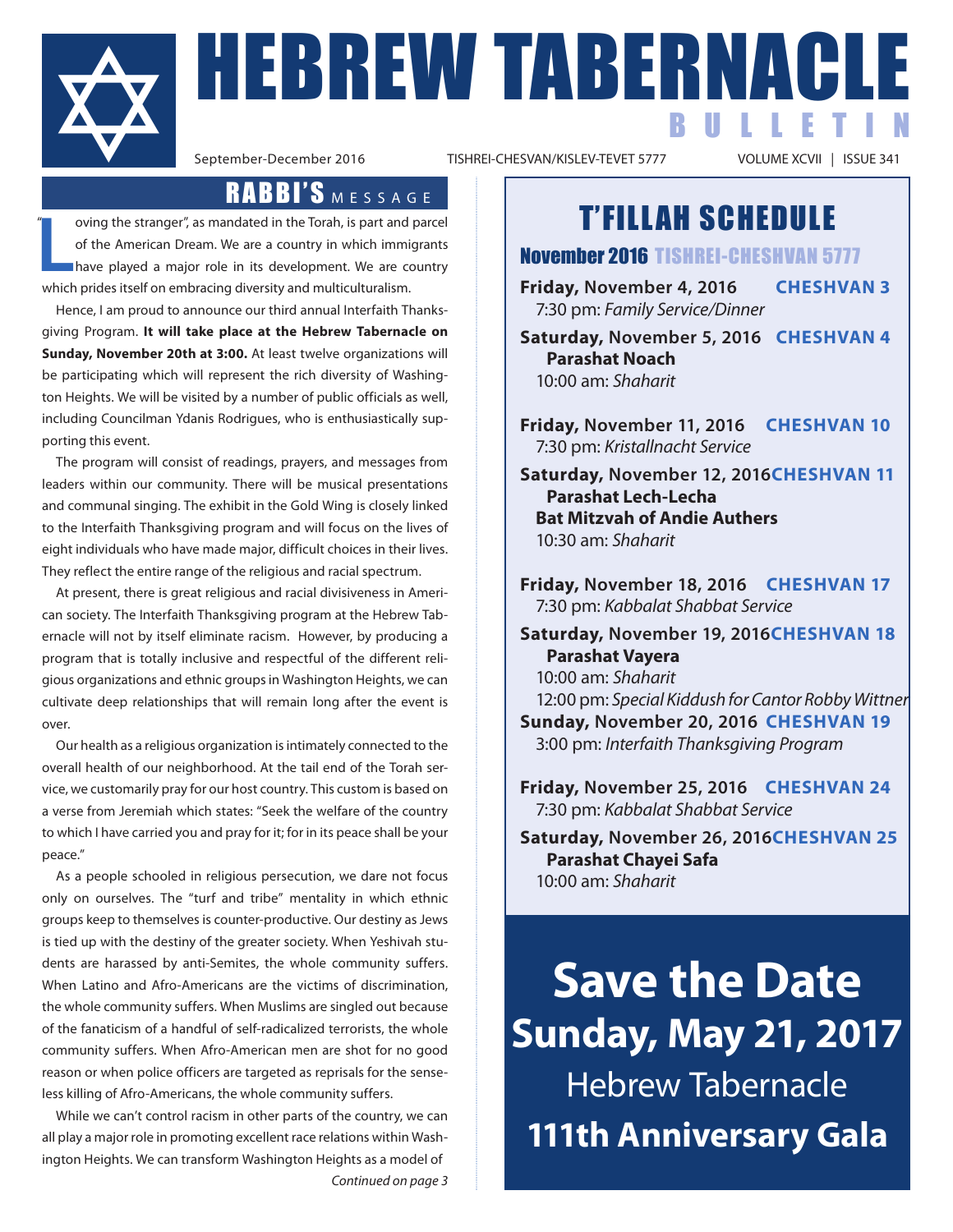# HEBREW TABERNACLE BULLETIN

September-December 2016 TISHREI-CHESVAN/KISLEV-TEVET 5777 VOLUME XCVII | ISSUE 341

## RABBI'S MESSAGE

"Loving the stranger", as mandated in the Torah, is part and parcel of the American Dream. We are a country in which immigrants have played a major role in its development. We are country which prides itself on embracing diversity and multiculturalism.

Hence, I am proud to announce our third annual Interfaith Thanksgiving Program. **It will take place at the Hebrew Tabernacle on Sunday, November 20th at 3:00.** At least twelve organizations will be participating which will represent the rich diversity of Washington Heights. We will be visited by a number of public officials as well, including Councilman Ydanis Rodrigues, who is enthusiastically supporting this event.

The program will consist of readings, prayers, and messages from leaders within our community. There will be musical presentations and communal singing. The exhibit in the Gold Wing is closely linked to the Interfaith Thanksgiving program and will focus on the lives of eight individuals who have made major, difficult choices in their lives. They reflect the entire range of the religious and racial spectrum.

At present, there is great religious and racial divisiveness in American society. The Interfaith Thanksgiving program at the Hebrew Tabernacle will not by itself eliminate racism. However, by producing a program that is totally inclusive and respectful of the different religious organizations and ethnic groups in Washington Heights, we can cultivate deep relationships that will remain long after the event is over.

Our health as a religious organization is intimately connected to the overall health of our neighborhood. At the tail end of the Torah service, we customarily pray for our host country. This custom is based on a verse from Jeremiah which states: "Seek the welfare of the country to which I have carried you and pray for it; for in its peace shall be your peace."

As a people schooled in religious persecution, we dare not focus only on ourselves. The "turf and tribe" mentality in which ethnic groups keep to themselves is counter-productive. Our destiny as Jews is tied up with the destiny of the greater society. When Yeshivah students are harassed by anti-Semites, the whole community suffers. When Latino and Afro-Americans are the victims of discrimination, the whole community suffers. When Muslims are singled out because of the fanaticism of a handful of self-radicalized terrorists, the whole community suffers. When Afro-American men are shot for no good reason or when police officers are targeted as reprisals for the senseless killing of Afro-Americans, the whole community suffers.

While we can't control racism in other parts of the country, we can all play a major role in promoting excellent race relations within Washington Heights. We can transform Washington Heights as a model of

*Continued on page 3*

## T'FILLAH SCHEDULE

### November 2016 TISHREI-CHESHVAN 5777

**Friday, November 4, 2016** **CHESHVAN 3**
7:30 pm: *Family Service/Dinner*

**Saturday, November 5, 2016** **CHESHVAN 4**
**Parashat Noach**
10:00 am: *Shaharit*

**Friday, November 11, 2016** **CHESHVAN 10**
7:30 pm: *Kristallnacht Service*

**Saturday, November 12, 2016** **CHESHVAN 11**
**Parashat Lech-Lecha**
**Bat Mitzvah of Andie Authers**
10:30 am: *Shaharit*

**Friday, November 18, 2016** **CHESHVAN 17**
7:30 pm: *Kabbalat Shabbat Service*

**Saturday, November 19, 2016** **CHESHVAN 18**
**Parashat Vayera**
10:00 am: *Shaharit*
12:00 pm: *Special Kiddush for Cantor Robby Wittner*

**Sunday, November 20, 2016** **CHESHVAN 19**
3:00 pm: *Interfaith Thanksgiving Program*

**Friday, November 25, 2016** **CHESHVAN 24**
7:30 pm: *Kabbalat Shabbat Service*

**Saturday, November 26, 2016** **CHESHVAN 25**
**Parashat Chayei Safa**
10:00 am: *Shaharit*

## Save the Date

**Sunday, May 21, 2017**

Hebrew Tabernacle

**111th Anniversary Gala**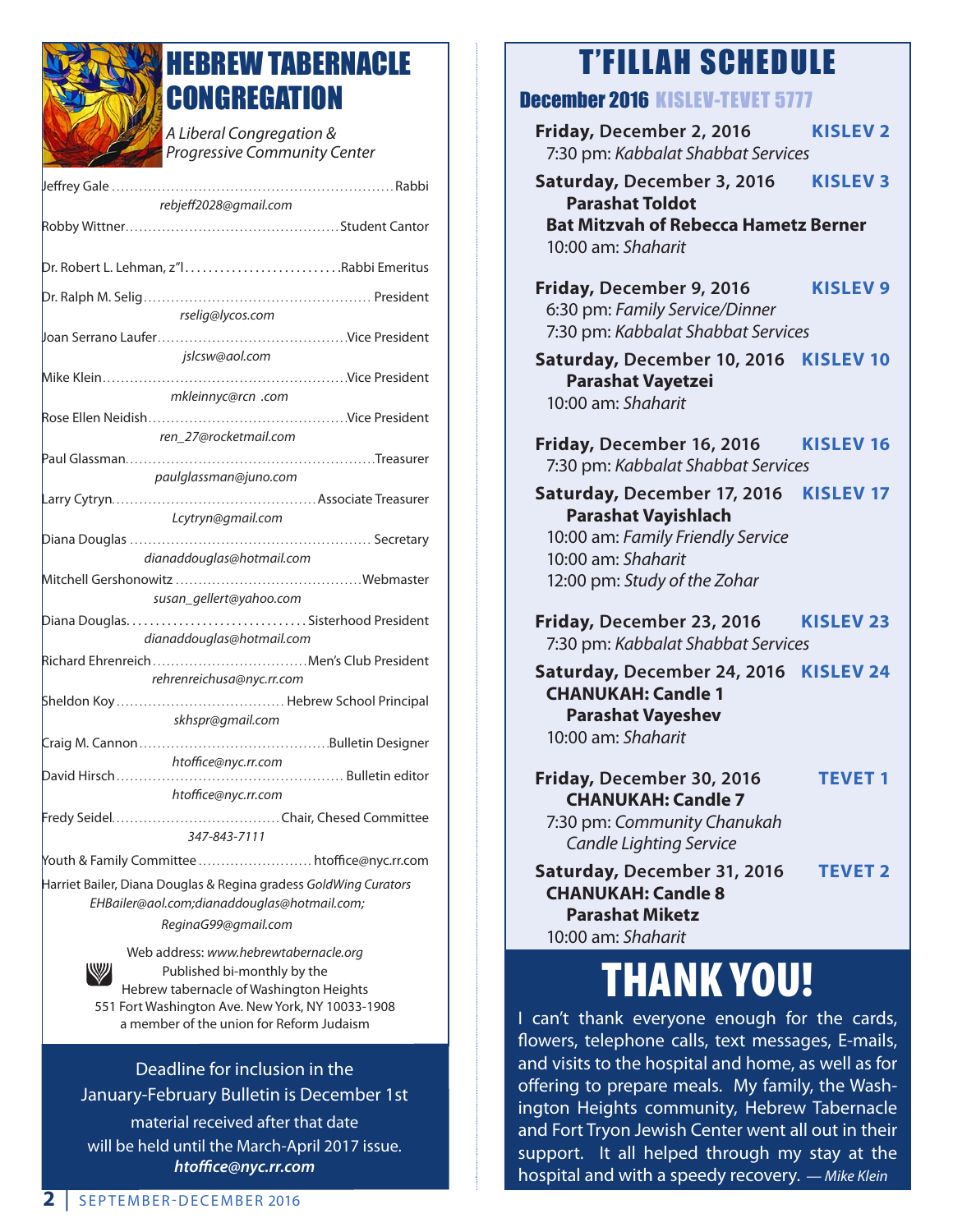# HEBREW TABERNACLE CONGREGATION

*A Liberal Congregation & Progressive Community Center*

Jeffrey Gale ............ Rabbi
*rebjeff2028@gmail.com*

Robby Wittner ............ Student Cantor

Dr. Robert L. Lehman, z"l ............ Rabbi Emeritus

Dr. Ralph M. Selig ............ President
*rselig@lycos.com*

Joan Serrano Laufer ............ Vice President
*jslcsw@aol.com*

Mike Klein ............ Vice President
*mkleinnyc@rcn .com*

Rose Ellen Neidish ............ Vice President
*ren_27@rocketmail.com*

Paul Glassman ............ Treasurer
*paulglassman@juno.com*

Larry Cytryn ............ Associate Treasurer
*Lcytryn@gmail.com*

Diana Douglas ............ Secretary
*dianaddouglas@hotmail.com*

Mitchell Gershonowitz ............ Webmaster
*susan_gellert@yahoo.com*

Diana Douglas ............ Sisterhood President
*dianaddouglas@hotmail.com*

Richard Ehrenreich ............ Men's Club President
*rehrenreichusa@nyc.rr.com*

Sheldon Koy ............ Hebrew School Principal
*skhspr@gmail.com*

Craig M. Cannon ............ Bulletin Designer
*htoffice@nyc.rr.com*

David Hirsch ............ Bulletin editor
*htoffice@nyc.rr.com*

Fredy Seidel ............ Chair, Chesed Committee
*347-843-7111*

Youth & Family Committee ............ htoffice@nyc.rr.com

Harriet Bailer, Diana Douglas & Regina gradess *GoldWing Curators*
*EHBailer@aol.com;dianaddouglas@hotmail.com; ReginaG99@gmail.com*

Web address: *www.hebrewtabernacle.org*
Published bi-monthly by the
Hebrew tabernacle of Washington Heights
551 Fort Washington Ave. New York, NY 10033-1908
a member of the union for Reform Judaism

Deadline for inclusion in the January-February Bulletin is December 1st
material received after that date will be held until the March-April 2017 issue.
***htoffice@nyc.rr.com***

# T'FILLAH SCHEDULE

## December 2016 KISLEV-TEVET 5777

**Friday, December 2, 2016** — **KISLEV 2**
7:30 pm: *Kabbalat Shabbat Services*

**Saturday, December 3, 2016** — **KISLEV 3**
**Parashat Toldot**
**Bat Mitzvah of Rebecca Hametz Berner**
10:00 am: *Shaharit*

**Friday, December 9, 2016** — **KISLEV 9**
6:30 pm: *Family Service/Dinner*
7:30 pm: *Kabbalat Shabbat Services*

**Saturday, December 10, 2016** — **KISLEV 10**
**Parashat Vayetzei**
10:00 am: *Shaharit*

**Friday, December 16, 2016** — **KISLEV 16**
7:30 pm: *Kabbalat Shabbat Services*

**Saturday, December 17, 2016** — **KISLEV 17**
**Parashat Vayishlach**
10:00 am: *Family Friendly Service*
10:00 am: *Shaharit*
12:00 pm: *Study of the Zohar*

**Friday, December 23, 2016** — **KISLEV 23**
7:30 pm: *Kabbalat Shabbat Services*

**Saturday, December 24, 2016** — **KISLEV 24**
**CHANUKAH: Candle 1**
**Parashat Vayeshev**
10:00 am: *Shaharit*

**Friday, December 30, 2016** — **TEVET 1**
**CHANUKAH: Candle 7**
7:30 pm: *Community Chanukah Candle Lighting Service*

**Saturday, December 31, 2016** — **TEVET 2**
**CHANUKAH: Candle 8**
**Parashat Miketz**
10:00 am: *Shaharit*

# THANK YOU!

I can't thank everyone enough for the cards, flowers, telephone calls, text messages, E-mails, and visits to the hospital and home, as well as for offering to prepare meals. My family, the Washington Heights community, Hebrew Tabernacle and Fort Tryon Jewish Center went all out in their support. It all helped through my stay at the hospital and with a speedy recovery. — *Mike Klein*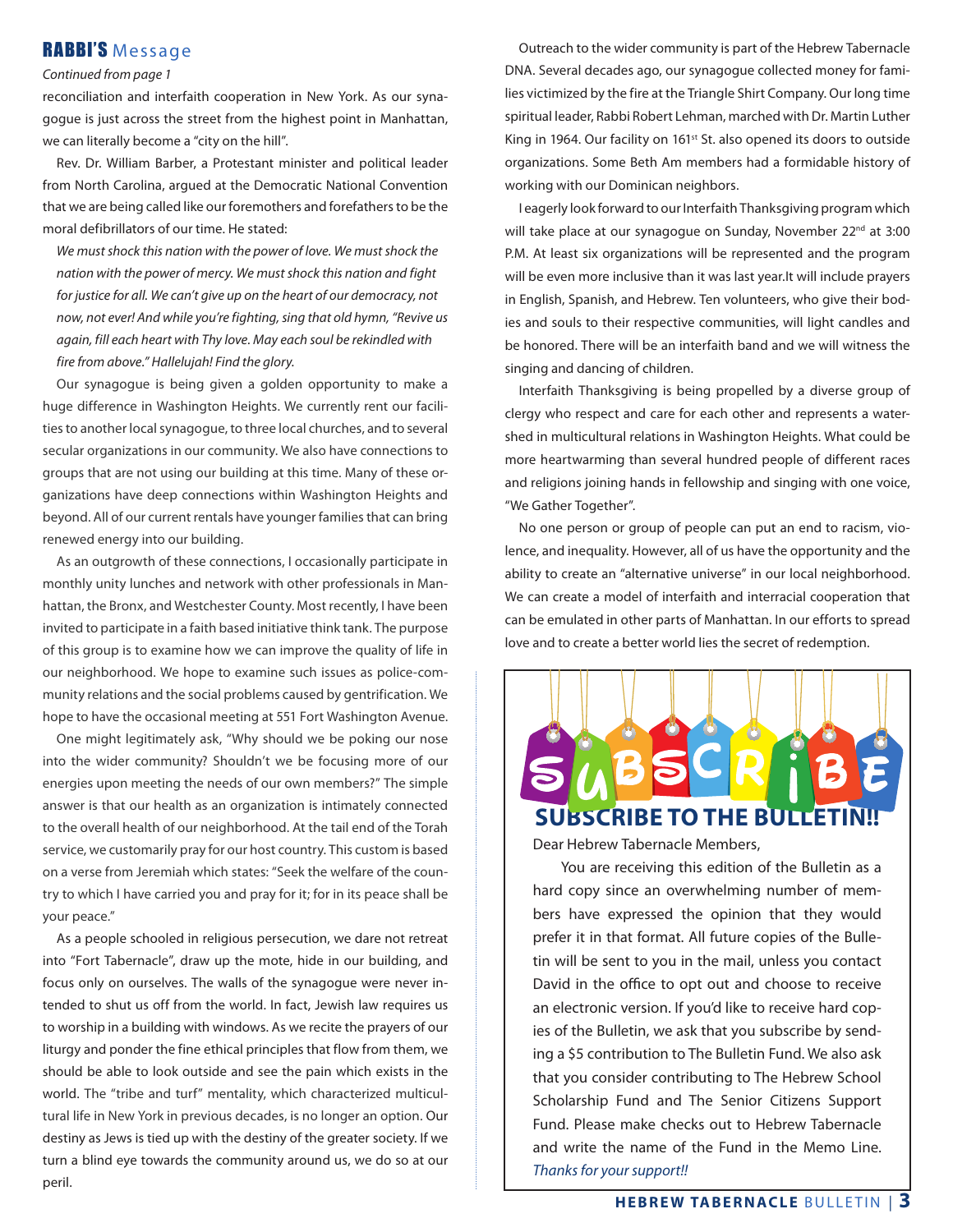## RABBI'S Message

*Continued from page 1*

reconciliation and interfaith cooperation in New York. As our synagogue is just across the street from the highest point in Manhattan, we can literally become a "city on the hill".

Rev. Dr. William Barber, a Protestant minister and political leader from North Carolina, argued at the Democratic National Convention that we are being called like our foremothers and forefathers to be the moral defibrillators of our time. He stated:

*We must shock this nation with the power of love. We must shock the nation with the power of mercy. We must shock this nation and fight for justice for all. We can't give up on the heart of our democracy, not now, not ever! And while you're fighting, sing that old hymn, "Revive us again, fill each heart with Thy love. May each soul be rekindled with fire from above." Hallelujah! Find the glory.*

Our synagogue is being given a golden opportunity to make a huge difference in Washington Heights. We currently rent our facilities to another local synagogue, to three local churches, and to several secular organizations in our community. We also have connections to groups that are not using our building at this time. Many of these organizations have deep connections within Washington Heights and beyond. All of our current rentals have younger families that can bring renewed energy into our building.

As an outgrowth of these connections, I occasionally participate in monthly unity lunches and network with other professionals in Manhattan, the Bronx, and Westchester County. Most recently, I have been invited to participate in a faith based initiative think tank. The purpose of this group is to examine how we can improve the quality of life in our neighborhood. We hope to examine such issues as police-community relations and the social problems caused by gentrification. We hope to have the occasional meeting at 551 Fort Washington Avenue.

One might legitimately ask, "Why should we be poking our nose into the wider community? Shouldn't we be focusing more of our energies upon meeting the needs of our own members?" The simple answer is that our health as an organization is intimately connected to the overall health of our neighborhood. At the tail end of the Torah service, we customarily pray for our host country. This custom is based on a verse from Jeremiah which states: "Seek the welfare of the country to which I have carried you and pray for it; for in its peace shall be your peace."

As a people schooled in religious persecution, we dare not retreat into "Fort Tabernacle", draw up the mote, hide in our building, and focus only on ourselves. The walls of the synagogue were never intended to shut us off from the world. In fact, Jewish law requires us to worship in a building with windows. As we recite the prayers of our liturgy and ponder the fine ethical principles that flow from them, we should be able to look outside and see the pain which exists in the world. The "tribe and turf" mentality, which characterized multicultural life in New York in previous decades, is no longer an option. Our destiny as Jews is tied up with the destiny of the greater society. If we turn a blind eye towards the community around us, we do so at our peril.

Outreach to the wider community is part of the Hebrew Tabernacle DNA. Several decades ago, our synagogue collected money for families victimized by the fire at the Triangle Shirt Company. Our long time spiritual leader, Rabbi Robert Lehman, marched with Dr. Martin Luther King in 1964. Our facility on 161st St. also opened its doors to outside organizations. Some Beth Am members had a formidable history of working with our Dominican neighbors.

I eagerly look forward to our Interfaith Thanksgiving program which will take place at our synagogue on Sunday, November 22nd at 3:00 P.M. At least six organizations will be represented and the program will be even more inclusive than it was last year.It will include prayers in English, Spanish, and Hebrew. Ten volunteers, who give their bodies and souls to their respective communities, will light candles and be honored. There will be an interfaith band and we will witness the singing and dancing of children.

Interfaith Thanksgiving is being propelled by a diverse group of clergy who respect and care for each other and represents a watershed in multicultural relations in Washington Heights. What could be more heartwarming than several hundred people of different races and religions joining hands in fellowship and singing with one voice, "We Gather Together".

No one person or group of people can put an end to racism, violence, and inequality. However, all of us have the opportunity and the ability to create an "alternative universe" in our local neighborhood. We can create a model of interfaith and interracial cooperation that can be emulated in other parts of Manhattan. In our efforts to spread love and to create a better world lies the secret of redemption.

---

SUBSCRIBE

## SUBSCRIBE TO THE BULLETIN!!

Dear Hebrew Tabernacle Members,

You are receiving this edition of the Bulletin as a hard copy since an overwhelming number of members have expressed the opinion that they would prefer it in that format. All future copies of the Bulletin will be sent to you in the mail, unless you contact David in the office to opt out and choose to receive an electronic version. If you'd like to receive hard copies of the Bulletin, we ask that you subscribe by sending a $5 contribution to The Bulletin Fund. We also ask that you consider contributing to The Hebrew School Scholarship Fund and The Senior Citizens Support Fund. Please make checks out to Hebrew Tabernacle and write the name of the Fund in the Memo Line.

*Thanks for your support!!*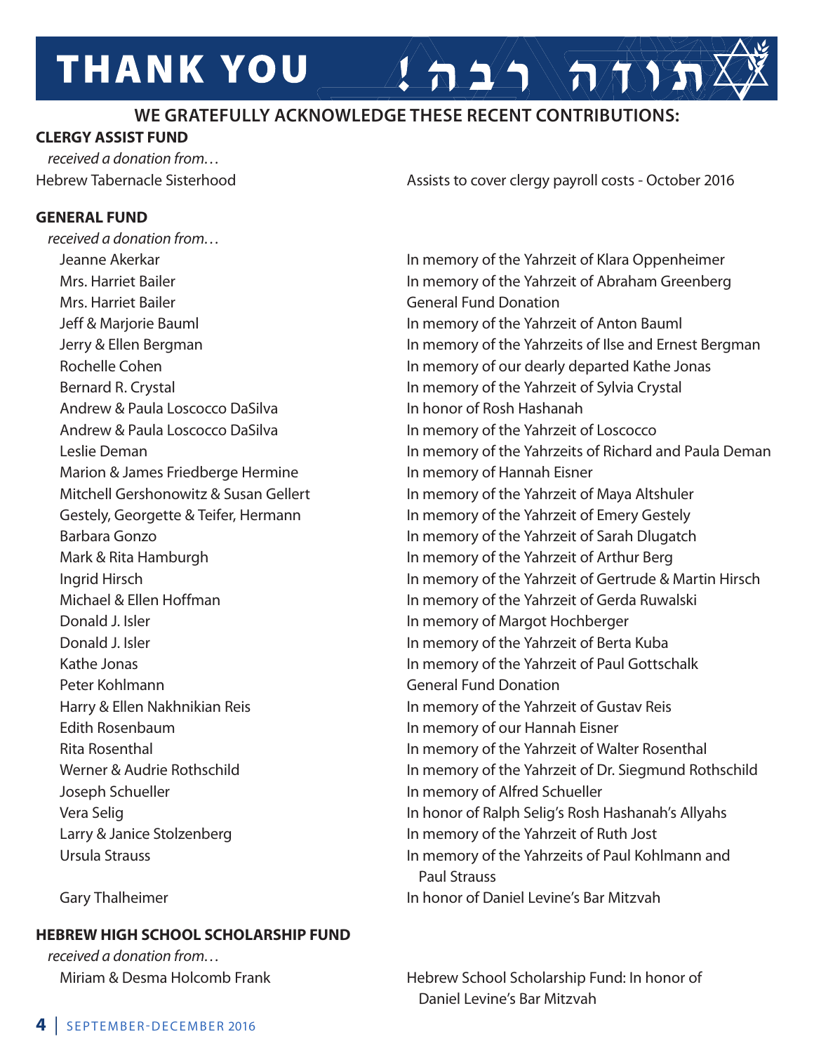# THANK YOU תודה רבה!

## WE GRATEFULLY ACKNOWLEDGE THESE RECENT CONTRIBUTIONS:

### CLERGY ASSIST FUND

*received a donation from…*

| Donor | Note |
|---|---|
| Hebrew Tabernacle Sisterhood | Assists to cover clergy payroll costs - October 2016 |

### GENERAL FUND

*received a donation from…*

| Donor | Note |
|---|---|
| Jeanne Akerkar | In memory of the Yahrzeit of Klara Oppenheimer |
| Mrs. Harriet Bailer | In memory of the Yahrzeit of Abraham Greenberg |
| Mrs. Harriet Bailer | General Fund Donation |
| Jeff & Marjorie Bauml | In memory of the Yahrzeit of Anton Bauml |
| Jerry & Ellen Bergman | In memory of the Yahrzeits of Ilse and Ernest Bergman |
| Rochelle Cohen | In memory of our dearly departed Kathe Jonas |
| Bernard R. Crystal | In memory of the Yahrzeit of Sylvia Crystal |
| Andrew & Paula Loscocco DaSilva | In honor of Rosh Hashanah |
| Andrew & Paula Loscocco DaSilva | In memory of the Yahrzeit of Loscocco |
| Leslie Deman | In memory of the Yahrzeits of Richard and Paula Deman |
| Marion & James Friedberge Hermine | In memory of Hannah Eisner |
| Mitchell Gershonowitz & Susan Gellert | In memory of the Yahrzeit of Maya Altshuler |
| Gestely, Georgette & Teifer, Hermann | In memory of the Yahrzeit of Emery Gestely |
| Barbara Gonzo | In memory of the Yahrzeit of Sarah Dlugatch |
| Mark & Rita Hamburgh | In memory of the Yahrzeit of Arthur Berg |
| Ingrid Hirsch | In memory of the Yahrzeit of Gertrude & Martin Hirsch |
| Michael & Ellen Hoffman | In memory of the Yahrzeit of Gerda Ruwalski |
| Donald J. Isler | In memory of Margot Hochberger |
| Donald J. Isler | In memory of the Yahrzeit of Berta Kuba |
| Kathe Jonas | In memory of the Yahrzeit of Paul Gottschalk |
| Peter Kohlmann | General Fund Donation |
| Harry & Ellen Nakhnikian Reis | In memory of the Yahrzeit of Gustav Reis |
| Edith Rosenbaum | In memory of our Hannah Eisner |
| Rita Rosenthal | In memory of the Yahrzeit of Walter Rosenthal |
| Werner & Audrie Rothschild | In memory of the Yahrzeit of Dr. Siegmund Rothschild |
| Joseph Schueller | In memory of Alfred Schueller |
| Vera Selig | In honor of Ralph Selig's Rosh Hashanah's Allyahs |
| Larry & Janice Stolzenberg | In memory of the Yahrzeit of Ruth Jost |
| Ursula Strauss | In memory of the Yahrzeits of Paul Kohlmann and Paul Strauss |
| Gary Thalheimer | In honor of Daniel Levine's Bar Mitzvah |

### HEBREW HIGH SCHOOL SCHOLARSHIP FUND

*received a donation from…*

| Donor | Note |
|---|---|
| Miriam & Desma Holcomb Frank | Hebrew School Scholarship Fund: In honor of Daniel Levine's Bar Mitzvah |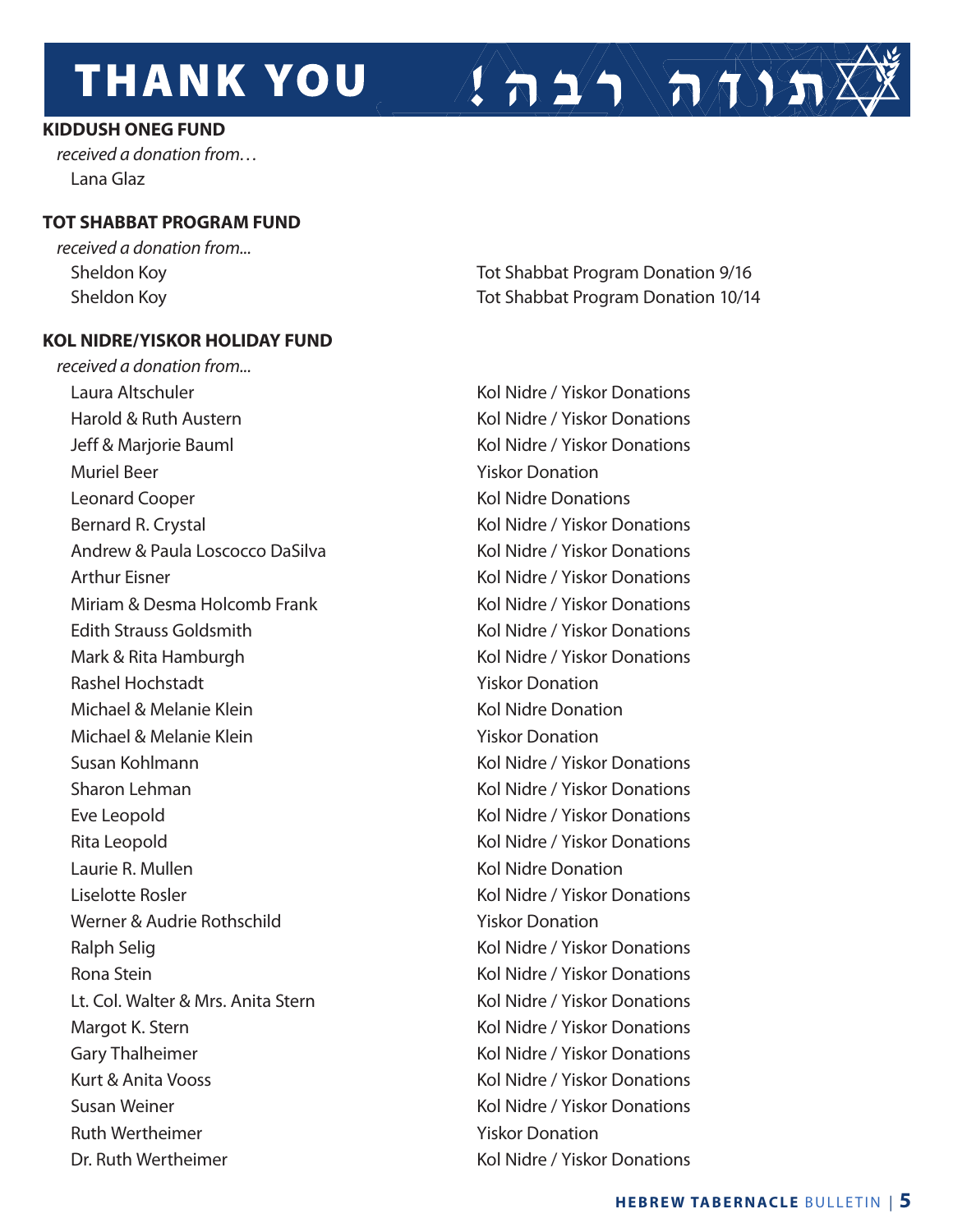# THANK YOU תודה רבה!

**KIDDUSH ONEG FUND**

*received a donation from…*

Lana Glaz

**TOT SHABBAT PROGRAM FUND**

*received a donation from...*

| | |
|---|---|
| Sheldon Koy | Tot Shabbat Program Donation 9/16 |
| Sheldon Koy | Tot Shabbat Program Donation 10/14 |

**KOL NIDRE/YISKOR HOLIDAY FUND**

*received a donation from...*

| | |
|---|---|
| Laura Altschuler | Kol Nidre / Yiskor Donations |
| Harold & Ruth Austern | Kol Nidre / Yiskor Donations |
| Jeff & Marjorie Bauml | Kol Nidre / Yiskor Donations |
| Muriel Beer | Yiskor Donation |
| Leonard Cooper | Kol Nidre Donations |
| Bernard R. Crystal | Kol Nidre / Yiskor Donations |
| Andrew & Paula Loscocco DaSilva | Kol Nidre / Yiskor Donations |
| Arthur Eisner | Kol Nidre / Yiskor Donations |
| Miriam & Desma Holcomb Frank | Kol Nidre / Yiskor Donations |
| Edith Strauss Goldsmith | Kol Nidre / Yiskor Donations |
| Mark & Rita Hamburgh | Kol Nidre / Yiskor Donations |
| Rashel Hochstadt | Yiskor Donation |
| Michael & Melanie Klein | Kol Nidre Donation |
| Michael & Melanie Klein | Yiskor Donation |
| Susan Kohlmann | Kol Nidre / Yiskor Donations |
| Sharon Lehman | Kol Nidre / Yiskor Donations |
| Eve Leopold | Kol Nidre / Yiskor Donations |
| Rita Leopold | Kol Nidre / Yiskor Donations |
| Laurie R. Mullen | Kol Nidre Donation |
| Liselotte Rosler | Kol Nidre / Yiskor Donations |
| Werner & Audrie Rothschild | Yiskor Donation |
| Ralph Selig | Kol Nidre / Yiskor Donations |
| Rona Stein | Kol Nidre / Yiskor Donations |
| Lt. Col. Walter & Mrs. Anita Stern | Kol Nidre / Yiskor Donations |
| Margot K. Stern | Kol Nidre / Yiskor Donations |
| Gary Thalheimer | Kol Nidre / Yiskor Donations |
| Kurt & Anita Vooss | Kol Nidre / Yiskor Donations |
| Susan Weiner | Kol Nidre / Yiskor Donations |
| Ruth Wertheimer | Yiskor Donation |
| Dr. Ruth Wertheimer | Kol Nidre / Yiskor Donations |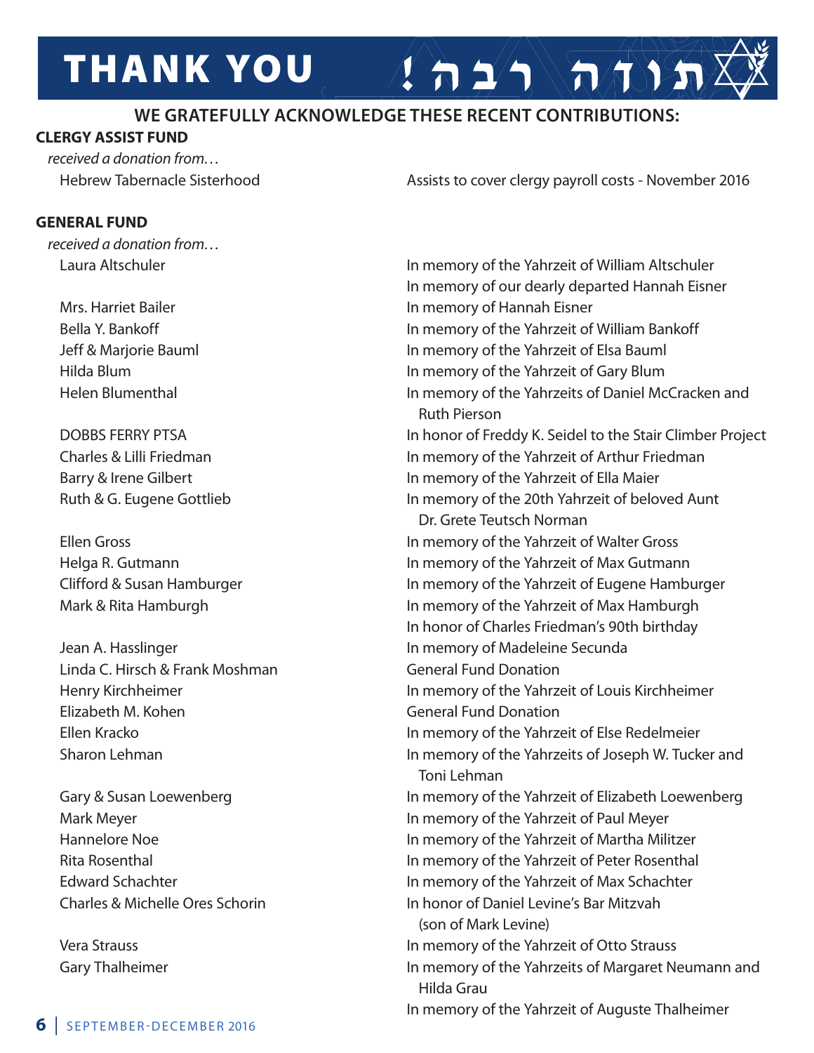# THANK YOU תודה רבה!

## WE GRATEFULLY ACKNOWLEDGE THESE RECENT CONTRIBUTIONS:

### CLERGY ASSIST FUND

*received a donation from…*

| Donor | Note |
|---|---|
| Hebrew Tabernacle Sisterhood | Assists to cover clergy payroll costs - November 2016 |

### GENERAL FUND

*received a donation from…*

| Donor | Note |
|---|---|
| Laura Altschuler | In memory of the Yahrzeit of William Altschuler |
| | In memory of our dearly departed Hannah Eisner |
| Mrs. Harriet Bailer | In memory of Hannah Eisner |
| Bella Y. Bankoff | In memory of the Yahrzeit of William Bankoff |
| Jeff & Marjorie Bauml | In memory of the Yahrzeit of Elsa Bauml |
| Hilda Blum | In memory of the Yahrzeit of Gary Blum |
| Helen Blumenthal | In memory of the Yahrzeits of Daniel McCracken and Ruth Pierson |
| DOBBS FERRY PTSA | In honor of Freddy K. Seidel to the Stair Climber Project |
| Charles & Lilli Friedman | In memory of the Yahrzeit of Arthur Friedman |
| Barry & Irene Gilbert | In memory of the Yahrzeit of Ella Maier |
| Ruth & G. Eugene Gottlieb | In memory of the 20th Yahrzeit of beloved Aunt Dr. Grete Teutsch Norman |
| Ellen Gross | In memory of the Yahrzeit of Walter Gross |
| Helga R. Gutmann | In memory of the Yahrzeit of Max Gutmann |
| Clifford & Susan Hamburger | In memory of the Yahrzeit of Eugene Hamburger |
| Mark & Rita Hamburgh | In memory of the Yahrzeit of Max Hamburgh |
| | In honor of Charles Friedman's 90th birthday |
| Jean A. Hasslinger | In memory of Madeleine Secunda |
| Linda C. Hirsch & Frank Moshman | General Fund Donation |
| Henry Kirchheimer | In memory of the Yahrzeit of Louis Kirchheimer |
| Elizabeth M. Kohen | General Fund Donation |
| Ellen Kracko | In memory of the Yahrzeit of Else Redelmeier |
| Sharon Lehman | In memory of the Yahrzeits of Joseph W. Tucker and Toni Lehman |
| Gary & Susan Loewenberg | In memory of the Yahrzeit of Elizabeth Loewenberg |
| Mark Meyer | In memory of the Yahrzeit of Paul Meyer |
| Hannelore Noe | In memory of the Yahrzeit of Martha Militzer |
| Rita Rosenthal | In memory of the Yahrzeit of Peter Rosenthal |
| Edward Schachter | In memory of the Yahrzeit of Max Schachter |
| Charles & Michelle Ores Schorin | In honor of Daniel Levine's Bar Mitzvah (son of Mark Levine) |
| Vera Strauss | In memory of the Yahrzeit of Otto Strauss |
| Gary Thalheimer | In memory of the Yahrzeits of Margaret Neumann and Hilda Grau |
| | In memory of the Yahrzeit of Auguste Thalheimer |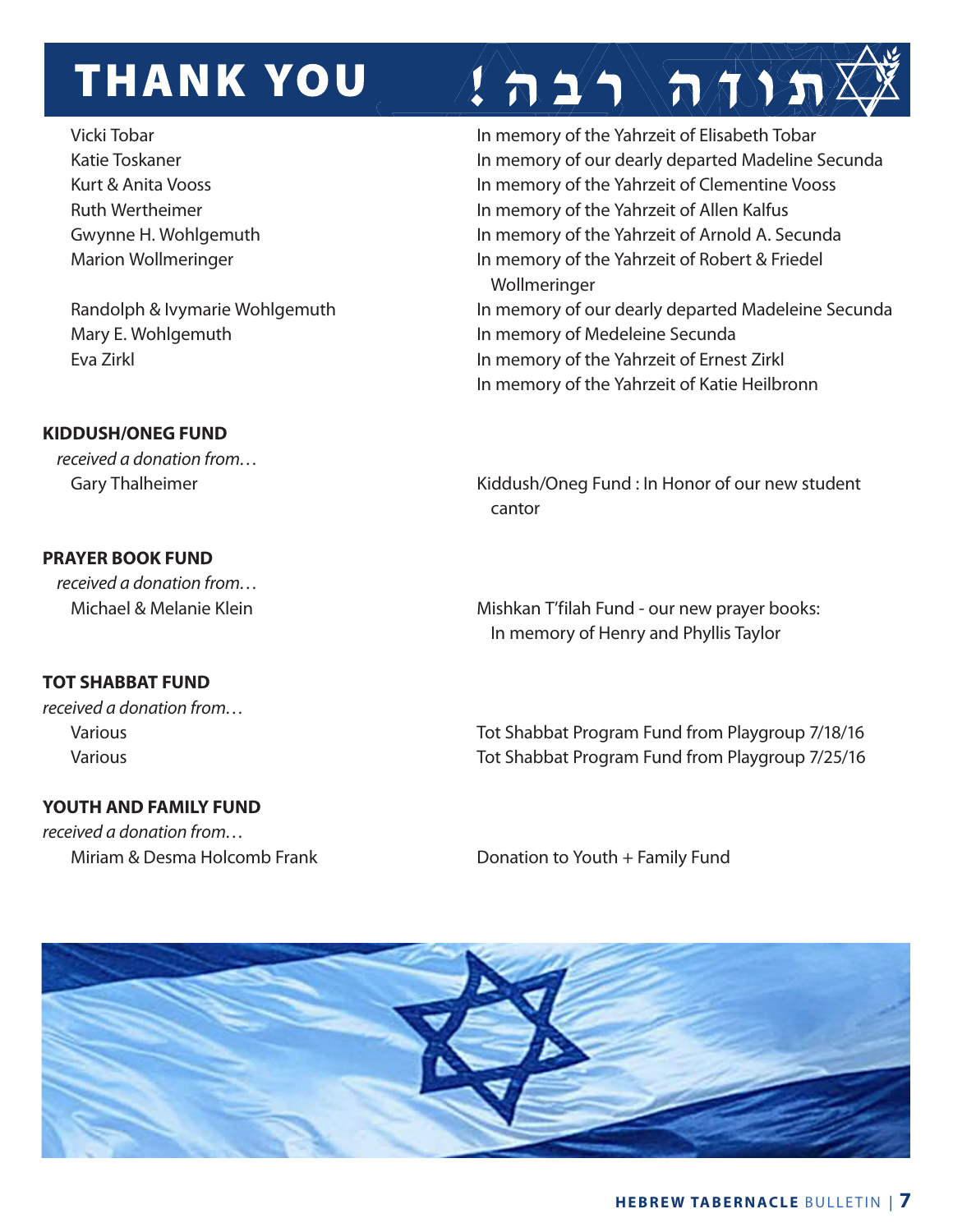# THANK YOU

## !תודה רבה

| | |
|---|---|
| Vicki Tobar | In memory of the Yahrzeit of Elisabeth Tobar |
| Katie Toskaner | In memory of our dearly departed Madeline Secunda |
| Kurt & Anita Vooss | In memory of the Yahrzeit of Clementine Vooss |
| Ruth Wertheimer | In memory of the Yahrzeit of Allen Kalfus |
| Gwynne H. Wohlgemuth | In memory of the Yahrzeit of Arnold A. Secunda |
| Marion Wollmeringer | In memory of the Yahrzeit of Robert & Friedel Wollmeringer |
| Randolph & Ivymarie Wohlgemuth | In memory of our dearly departed Madeleine Secunda |
| Mary E. Wohlgemuth | In memory of Medeleine Secunda |
| Eva Zirkl | In memory of the Yahrzeit of Ernest Zirkl |
| | In memory of the Yahrzeit of Katie Heilbronn |

**KIDDUSH/ONEG FUND**

*received a donation from…*

| | |
|---|---|
| Gary Thalheimer | Kiddush/Oneg Fund : In Honor of our new student cantor |

**PRAYER BOOK FUND**

*received a donation from…*

| | |
|---|---|
| Michael & Melanie Klein | Mishkan T'filah Fund - our new prayer books: In memory of Henry and Phyllis Taylor |

**TOT SHABBAT FUND**

*received a donation from…*

| | |
|---|---|
| Various | Tot Shabbat Program Fund from Playgroup 7/18/16 |
| Various | Tot Shabbat Program Fund from Playgroup 7/25/16 |

**YOUTH AND FAMILY FUND**

*received a donation from…*

| | |
|---|---|
| Miriam & Desma Holcomb Frank | Donation to Youth + Family Fund |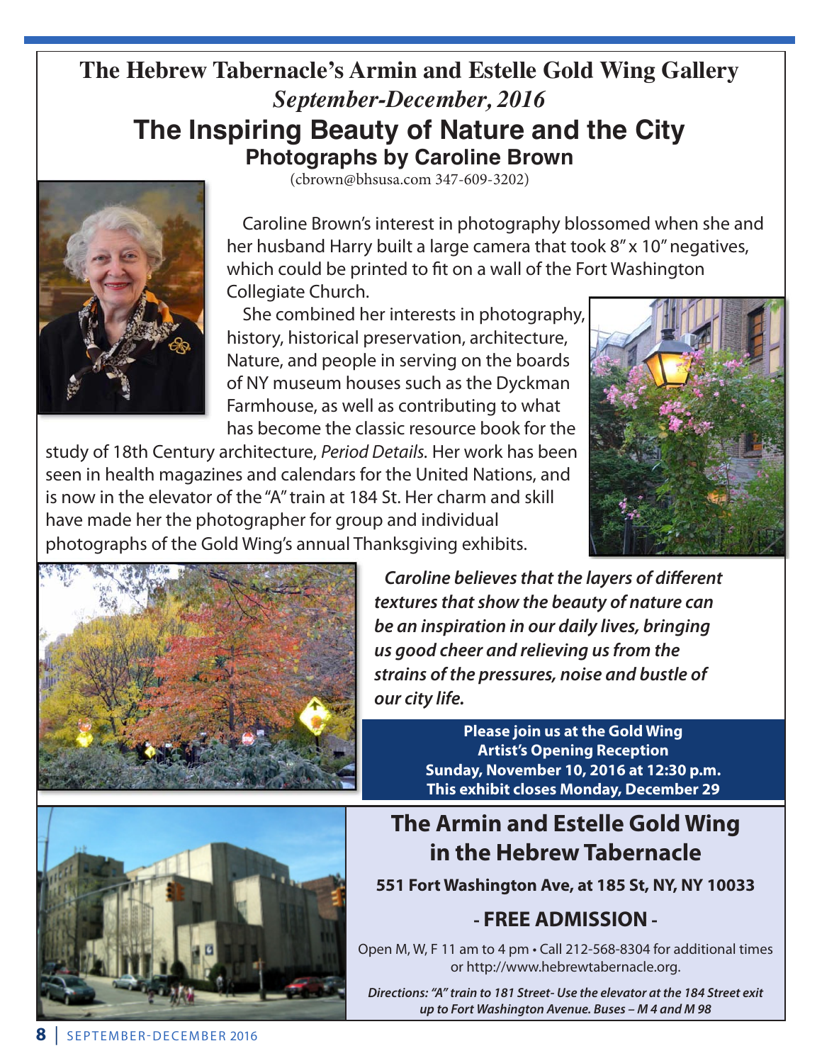# The Hebrew Tabernacle's Armin and Estelle Gold Wing Gallery

*September-December, 2016*

## The Inspiring Beauty of Nature and the City

### Photographs by Caroline Brown

(cbrown@bhsusa.com 347-609-3202)

Caroline Brown's interest in photography blossomed when she and her husband Harry built a large camera that took 8" x 10" negatives, which could be printed to fit on a wall of the Fort Washington Collegiate Church.

She combined her interests in photography, history, historical preservation, architecture, Nature, and people in serving on the boards of NY museum houses such as the Dyckman Farmhouse, as well as contributing to what has become the classic resource book for the study of 18th Century architecture, *Period Details.* Her work has been seen in health magazines and calendars for the United Nations, and is now in the elevator of the "A" train at 184 St. Her charm and skill have made her the photographer for group and individual photographs of the Gold Wing's annual Thanksgiving exhibits.

***Caroline believes that the layers of different textures that show the beauty of nature can be an inspiration in our daily lives, bringing us good cheer and relieving us from the strains of the pressures, noise and bustle of our city life.***

**Please join us at the Gold Wing Artist's Opening Reception**
**Sunday, November 10, 2016 at 12:30 p.m.**
**This exhibit closes Monday, December 29**

## The Armin and Estelle Gold Wing in the Hebrew Tabernacle

**551 Fort Washington Ave, at 185 St, NY, NY 10033**

**- FREE ADMISSION -**

Open M, W, F 11 am to 4 pm • Call 212-568-8304 for additional times or http://www.hebrewtabernacle.org.

***Directions: "A" train to 181 Street- Use the elevator at the 184 Street exit up to Fort Washington Avenue. Buses – M 4 and M 98***